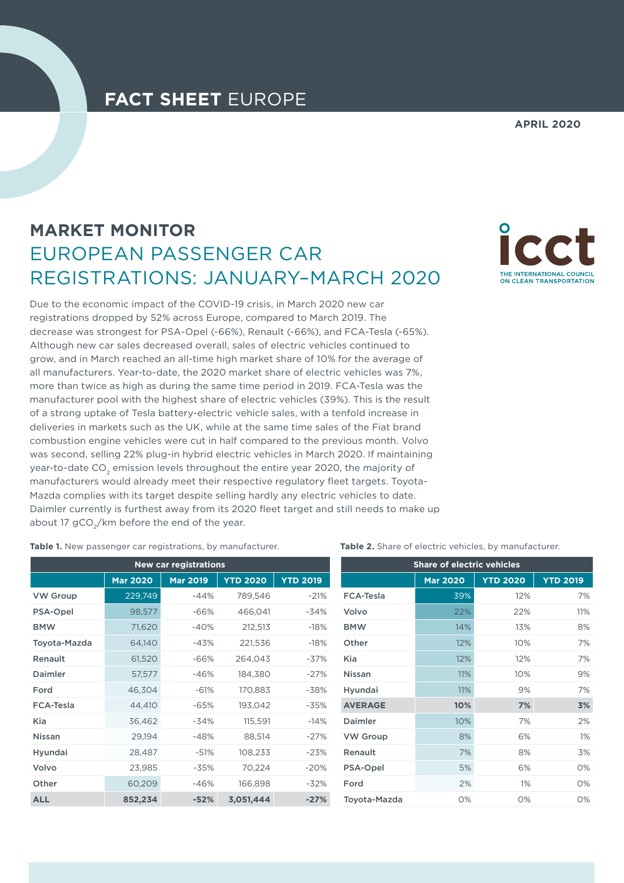**FACT SHEET** EUROPE

**APRIL 2020**

# MARKET MONITOR
## EUROPEAN PASSENGER CAR REGISTRATIONS: JANUARY–MARCH 2020

Due to the economic impact of the COVID-19 crisis, in March 2020 new car registrations dropped by 52% across Europe, compared to March 2019. The decrease was strongest for PSA-Opel (-66%), Renault (-66%), and FCA-Tesla (-65%). Although new car sales decreased overall, sales of electric vehicles continued to grow, and in March reached an all-time high market share of 10% for the average of all manufacturers. Year-to-date, the 2020 market share of electric vehicles was 7%, more than twice as high as during the same time period in 2019. FCA-Tesla was the manufacturer pool with the highest share of electric vehicles (39%). This is the result of a strong uptake of Tesla battery-electric vehicle sales, with a tenfold increase in deliveries in markets such as the UK, while at the same time sales of the Fiat brand combustion engine vehicles were cut in half compared to the previous month. Volvo was second, selling 22% plug-in hybrid electric vehicles in March 2020. If maintaining year-to-date $CO_2$ emission levels throughout the entire year 2020, the majority of manufacturers would already meet their respective regulatory fleet targets. Toyota-Mazda complies with its target despite selling hardly any electric vehicles to date. Daimler currently is furthest away from its 2020 fleet target and still needs to make up about 17 $gCO_2$/km before the end of the year.

**Table 1.** New passenger car registrations, by manufacturer.

| | New car registrations | | | |
|---|---|---|---|---|
| | **Mar 2020** | **Mar 2019** | **YTD 2020** | **YTD 2019** |
| VW Group | 229,749 | -44% | 789,546 | -21% |
| PSA-Opel | 98,577 | -66% | 466,041 | -34% |
| BMW | 71,620 | -40% | 212,513 | -18% |
| Toyota-Mazda | 64,140 | -43% | 221,536 | -18% |
| Renault | 61,520 | -66% | 264,043 | -37% |
| Daimler | 57,577 | -46% | 184,380 | -27% |
| Ford | 46,304 | -61% | 170,883 | -38% |
| FCA-Tesla | 44,410 | -65% | 193,042 | -35% |
| Kia | 36,462 | -34% | 115,591 | -14% |
| Nissan | 29,194 | -48% | 88,514 | -27% |
| Hyundai | 28,487 | -51% | 108,233 | -23% |
| Volvo | 23,985 | -35% | 70,224 | -20% |
| Other | 60,209 | -46% | 166,898 | -32% |
| **ALL** | **852,234** | **-52%** | **3,051,444** | **-27%** |

**Table 2.** Share of electric vehicles, by manufacturer.

| | Share of electric vehicles | | |
|---|---|---|---|
| | **Mar 2020** | **YTD 2020** | **YTD 2019** |
| FCA-Tesla | 39% | 12% | 7% |
| Volvo | 22% | 22% | 11% |
| BMW | 14% | 13% | 8% |
| Other | 12% | 10% | 7% |
| Kia | 12% | 12% | 7% |
| Nissan | 11% | 10% | 9% |
| Hyundai | 11% | 9% | 7% |
| **AVERAGE** | **10%** | **7%** | **3%** |
| Daimler | 10% | 7% | 2% |
| VW Group | 8% | 6% | 1% |
| Renault | 7% | 8% | 3% |
| PSA-Opel | 5% | 6% | 0% |
| Ford | 2% | 1% | 0% |
| Toyota-Mazda | 0% | 0% | 0% |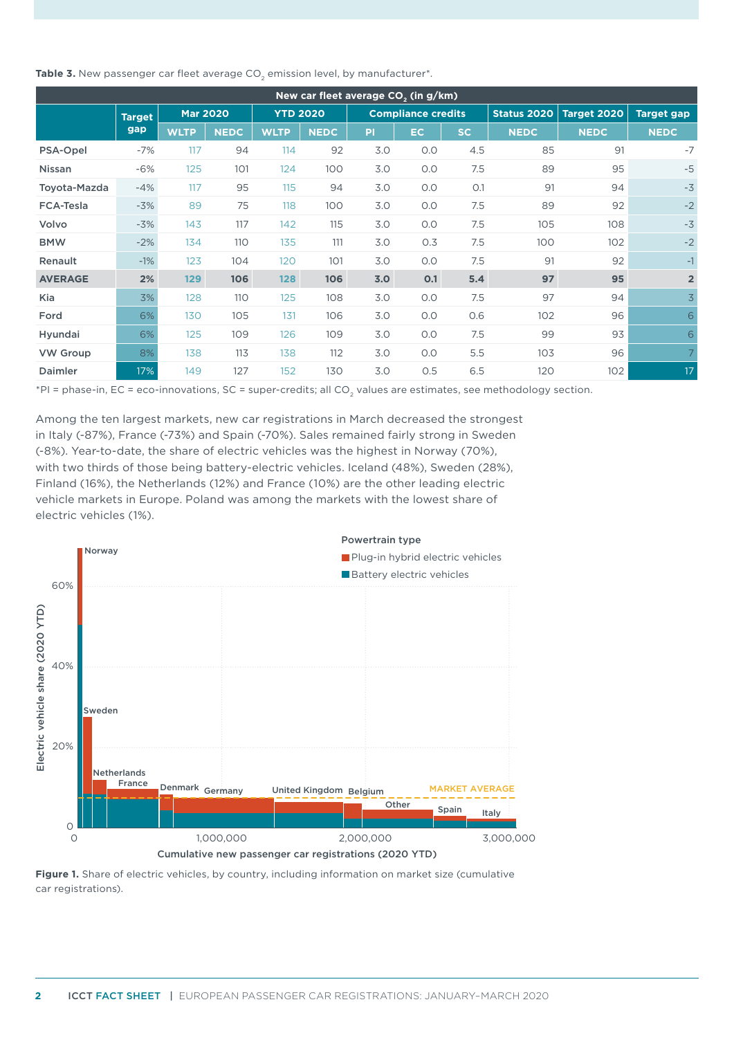**Table 3.** New passenger car fleet average $CO_2$ emission level, by manufacturer*.

| | New car fleet average $CO_2$ (in g/km) | | | | | | | | | | |
|---|---|---|---|---|---|---|---|---|---|---|---|
| | Target gap | Mar 2020 | | YTD 2020 | | Compliance credits | | | Status 2020 | Target 2020 | Target gap |
| | | WLTP | NEDC | WLTP | NEDC | PI | EC | SC | NEDC | NEDC | NEDC |
| PSA-Opel | -7% | 117 | 94 | 114 | 92 | 3.0 | 0.0 | 4.5 | 85 | 91 | -7 |
| Nissan | -6% | 125 | 101 | 124 | 100 | 3.0 | 0.0 | 7.5 | 89 | 95 | -5 |
| Toyota-Mazda | -4% | 117 | 95 | 115 | 94 | 3.0 | 0.0 | 0.1 | 91 | 94 | -3 |
| FCA-Tesla | -3% | 89 | 75 | 118 | 100 | 3.0 | 0.0 | 7.5 | 89 | 92 | -2 |
| Volvo | -3% | 143 | 117 | 142 | 115 | 3.0 | 0.0 | 7.5 | 105 | 108 | -3 |
| BMW | -2% | 134 | 110 | 135 | 111 | 3.0 | 0.3 | 7.5 | 100 | 102 | -2 |
| Renault | -1% | 123 | 104 | 120 | 101 | 3.0 | 0.0 | 7.5 | 91 | 92 | -1 |
| **AVERAGE** | **2%** | **129** | **106** | **128** | **106** | **3.0** | **0.1** | **5.4** | **97** | **95** | **2** |
| Kia | 3% | 128 | 110 | 125 | 108 | 3.0 | 0.0 | 7.5 | 97 | 94 | 3 |
| Ford | 6% | 130 | 105 | 131 | 106 | 3.0 | 0.0 | 0.6 | 102 | 96 | 6 |
| Hyundai | 6% | 125 | 109 | 126 | 109 | 3.0 | 0.0 | 7.5 | 99 | 93 | 6 |
| VW Group | 8% | 138 | 113 | 138 | 112 | 3.0 | 0.0 | 5.5 | 103 | 96 | 7 |
| Daimler | 17% | 149 | 127 | 152 | 130 | 3.0 | 0.5 | 6.5 | 120 | 102 | 17 |

*PI = phase-in, EC = eco-innovations, SC = super-credits; all $CO_2$ values are estimates, see methodology section.

Among the ten largest markets, new car registrations in March decreased the strongest in Italy (-87%), France (-73%) and Spain (-70%). Sales remained fairly strong in Sweden (-8%). Year-to-date, the share of electric vehicles was the highest in Norway (70%), with two thirds of those being battery-electric vehicles. Iceland (48%), Sweden (28%), Finland (16%), the Netherlands (12%) and France (10%) are the other leading electric vehicle markets in Europe. Poland was among the markets with the lowest share of electric vehicles (1%).

**Figure 1.** Share of electric vehicles, by country, including information on market size (cumulative car registrations).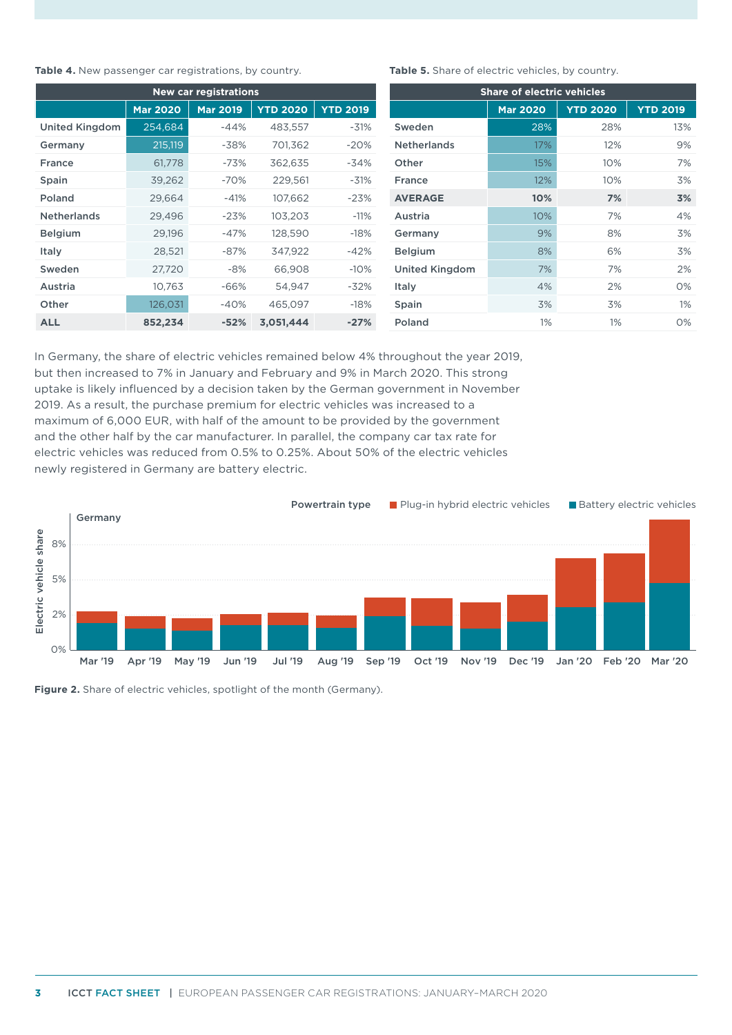**Table 4.** New passenger car registrations, by country.

| New car registrations | | | | |
|---|---|---|---|---|
| | Mar 2020 | Mar 2019 | YTD 2020 | YTD 2019 |
| United Kingdom | 254,684 | -44% | 483,557 | -31% |
| Germany | 215,119 | -38% | 701,362 | -20% |
| France | 61,778 | -73% | 362,635 | -34% |
| Spain | 39,262 | -70% | 229,561 | -31% |
| Poland | 29,664 | -41% | 107,662 | -23% |
| Netherlands | 29,496 | -23% | 103,203 | -11% |
| Belgium | 29,196 | -47% | 128,590 | -18% |
| Italy | 28,521 | -87% | 347,922 | -42% |
| Sweden | 27,720 | -8% | 66,908 | -10% |
| Austria | 10,763 | -66% | 54,947 | -32% |
| Other | 126,031 | -40% | 465,097 | -18% |
| **ALL** | **852,234** | **-52%** | **3,051,444** | **-27%** |

**Table 5.** Share of electric vehicles, by country.

| Share of electric vehicles | | | |
|---|---|---|---|
| | Mar 2020 | YTD 2020 | YTD 2019 |
| Sweden | 28% | 28% | 13% |
| Netherlands | 17% | 12% | 9% |
| Other | 15% | 10% | 7% |
| France | 12% | 10% | 3% |
| **AVERAGE** | **10%** | **7%** | **3%** |
| Austria | 10% | 7% | 4% |
| Germany | 9% | 8% | 3% |
| Belgium | 8% | 6% | 3% |
| United Kingdom | 7% | 7% | 2% |
| Italy | 4% | 2% | 0% |
| Spain | 3% | 3% | 1% |
| Poland | 1% | 1% | 0% |

In Germany, the share of electric vehicles remained below 4% throughout the year 2019, but then increased to 7% in January and February and 9% in March 2020. This strong uptake is likely influenced by a decision taken by the German government in November 2019. As a result, the purchase premium for electric vehicles was increased to a maximum of 6,000 EUR, with half of the amount to be provided by the government and the other half by the car manufacturer. In parallel, the company car tax rate for electric vehicles was reduced from 0.5% to 0.25%. About 50% of the electric vehicles newly registered in Germany are battery electric.

**Figure 2.** Share of electric vehicles, spotlight of the month (Germany).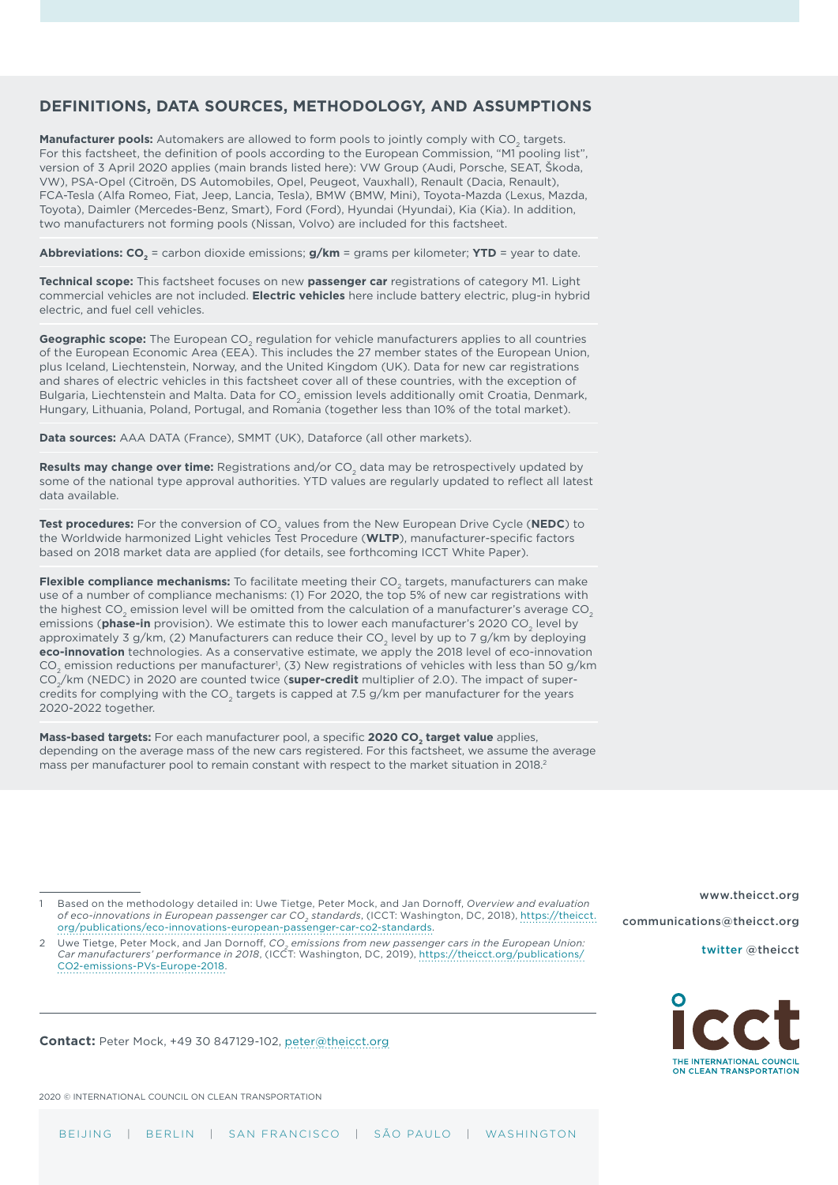## DEFINITIONS, DATA SOURCES, METHODOLOGY, AND ASSUMPTIONS

**Manufacturer pools:** Automakers are allowed to form pools to jointly comply with $CO_2$ targets. For this factsheet, the definition of pools according to the European Commission, "M1 pooling list", version of 3 April 2020 applies (main brands listed here): VW Group (Audi, Porsche, SEAT, Škoda, VW), PSA-Opel (Citroën, DS Automobiles, Opel, Peugeot, Vauxhall), Renault (Dacia, Renault), FCA-Tesla (Alfa Romeo, Fiat, Jeep, Lancia, Tesla), BMW (BMW, Mini), Toyota-Mazda (Lexus, Mazda, Toyota), Daimler (Mercedes-Benz, Smart), Ford (Ford), Hyundai (Hyundai), Kia (Kia). In addition, two manufacturers not forming pools (Nissan, Volvo) are included for this factsheet.

**Abbreviations:** **$CO_2$** = carbon dioxide emissions; **g/km** = grams per kilometer; **YTD** = year to date.

**Technical scope:** This factsheet focuses on new **passenger car** registrations of category M1. Light commercial vehicles are not included. **Electric vehicles** here include battery electric, plug-in hybrid electric, and fuel cell vehicles.

**Geographic scope:** The European $CO_2$ regulation for vehicle manufacturers applies to all countries of the European Economic Area (EEA). This includes the 27 member states of the European Union, plus Iceland, Liechtenstein, Norway, and the United Kingdom (UK). Data for new car registrations and shares of electric vehicles in this factsheet cover all of these countries, with the exception of Bulgaria, Liechtenstein and Malta. Data for $CO_2$ emission levels additionally omit Croatia, Denmark, Hungary, Lithuania, Poland, Portugal, and Romania (together less than 10% of the total market).

**Data sources:** AAA DATA (France), SMMT (UK), Dataforce (all other markets).

**Results may change over time:** Registrations and/or $CO_2$ data may be retrospectively updated by some of the national type approval authorities. YTD values are regularly updated to reflect all latest data available.

**Test procedures:** For the conversion of $CO_2$ values from the New European Drive Cycle (**NEDC**) to the Worldwide harmonized Light vehicles Test Procedure (**WLTP**), manufacturer-specific factors based on 2018 market data are applied (for details, see forthcoming ICCT White Paper).

**Flexible compliance mechanisms:** To facilitate meeting their $CO_2$ targets, manufacturers can make use of a number of compliance mechanisms: (1) For 2020, the top 5% of new car registrations with the highest $CO_2$ emission level will be omitted from the calculation of a manufacturer's average $CO_2$ emissions (**phase-in** provision). We estimate this to lower each manufacturer's 2020 $CO_2$ level by approximately 3 g/km, (2) Manufacturers can reduce their $CO_2$ level by up to 7 g/km by deploying **eco-innovation** technologies. As a conservative estimate, we apply the 2018 level of eco-innovation $CO_2$ emission reductions per manufacturer[1], (3) New registrations of vehicles with less than 50 g/km $CO_2$/km (NEDC) in 2020 are counted twice (**super-credit** multiplier of 2.0). The impact of super-credits for complying with the $CO_2$ targets is capped at 7.5 g/km per manufacturer for the years 2020-2022 together.

**Mass-based targets:** For each manufacturer pool, a specific **2020 $CO_2$ target value** applies, depending on the average mass of the new cars registered. For this factsheet, we assume the average mass per manufacturer pool to remain constant with respect to the market situation in 2018.[2]

---

1 Based on the methodology detailed in: Uwe Tietge, Peter Mock, and Jan Dornoff, *Overview and evaluation of eco-innovations in European passenger car $CO_2$ standards*, (ICCT: Washington, DC, 2018), https://theicct.org/publications/eco-innovations-european-passenger-car-co2-standards.

2 Uwe Tietge, Peter Mock, and Jan Dornoff, *$CO_2$ emissions from new passenger cars in the European Union: Car manufacturers' performance in 2018*, (ICCT: Washington, DC, 2019), https://theicct.org/publications/CO2-emissions-PVs-Europe-2018.

**Contact:** Peter Mock, +49 30 847129-102, peter@theicct.org

www.theicct.org

communications@theicct.org

twitter @theicct

icct THE INTERNATIONAL COUNCIL ON CLEAN TRANSPORTATION

2020 © INTERNATIONAL COUNCIL ON CLEAN TRANSPORTATION

BEIJING | BERLIN | SAN FRANCISCO | SÃO PAULO | WASHINGTON